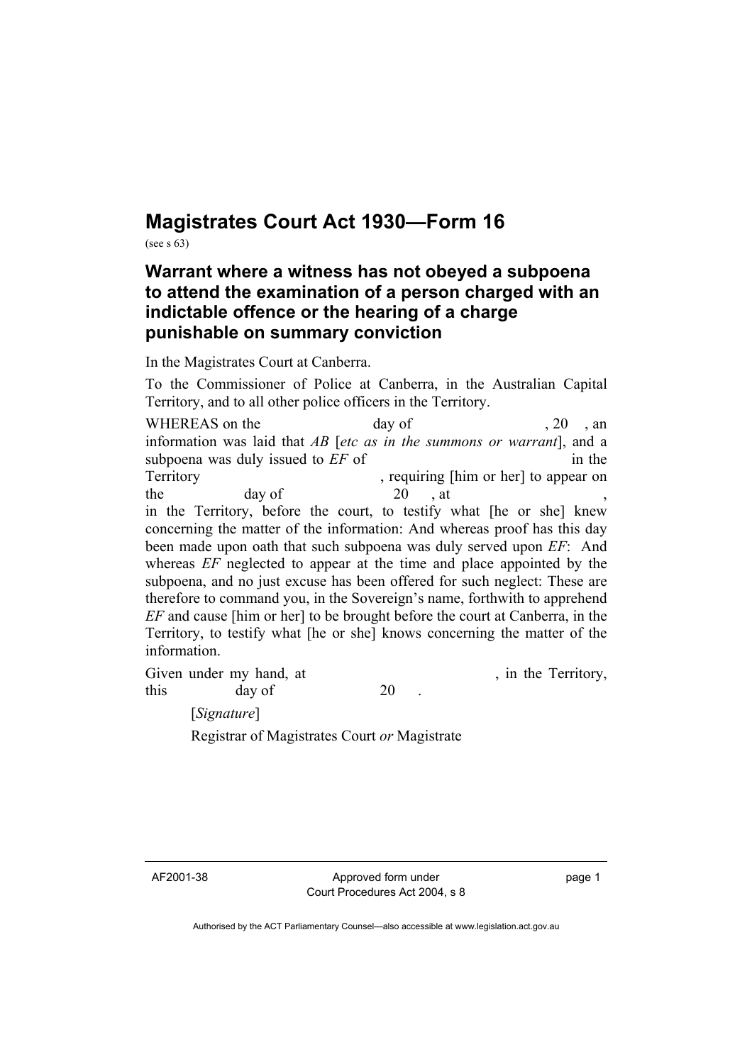# Magistrates Court Act 1930—Form 16

(see s 63)

## Warrant where a witness has not obeyed a subpoena to attend the examination of a person charged with an indictable offence or the hearing of a charge punishable on summary conviction

In the Magistrates Court at Canberra.

To the Commissioner of Police at Canberra, in the Australian Capital Territory, and to all other police officers in the Territory.

WHEREAS on the                day of                , 20   , an information was laid that *AB* [*etc as in the summons or warrant*], and a subpoena was duly issued to *EF* of                in the Territory                , requiring [him or her] to appear on the                day of                20   , at                , in the Territory, before the court, to testify what [he or she] knew concerning the matter of the information: And whereas proof has this day been made upon oath that such subpoena was duly served upon *EF*: And whereas *EF* neglected to appear at the time and place appointed by the subpoena, and no just excuse has been offered for such neglect: These are therefore to command you, in the Sovereign's name, forthwith to apprehend *EF* and cause [him or her] to be brought before the court at Canberra, in the Territory, to testify what [he or she] knows concerning the matter of the information.

Given under my hand, at                , in the Territory, this                day of                20   .

[*Signature*]

Registrar of Magistrates Court *or* Magistrate

AF2001-38

Approved form under Court Procedures Act 2004, s 8

Authorised by the ACT Parliamentary Counsel—also accessible at www.legislation.act.gov.au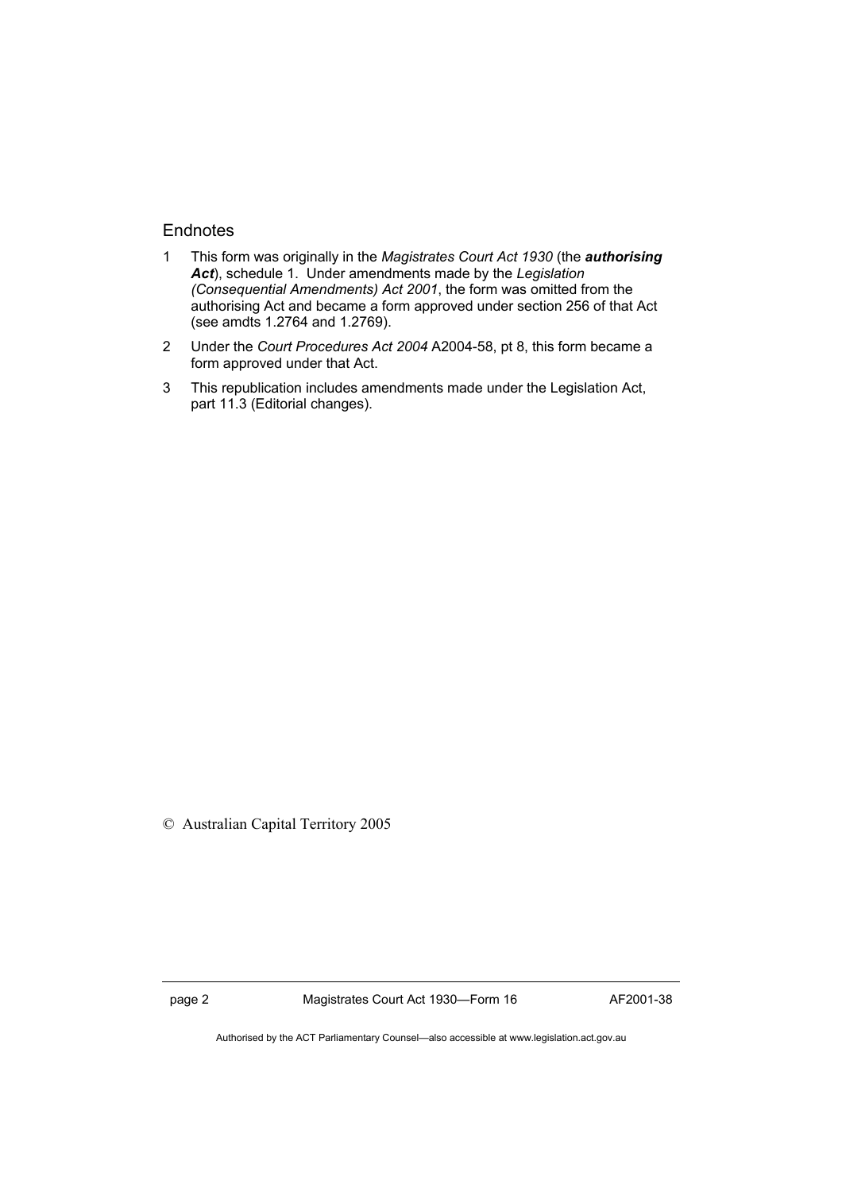## Endnotes

1. This form was originally in the *Magistrates Court Act 1930* (the ***authorising Act***), schedule 1. Under amendments made by the *Legislation (Consequential Amendments) Act 2001*, the form was omitted from the authorising Act and became a form approved under section 256 of that Act (see amdts 1.2764 and 1.2769).
2. Under the *Court Procedures Act 2004* A2004-58, pt 8, this form became a form approved under that Act.
3. This republication includes amendments made under the Legislation Act, part 11.3 (Editorial changes).

© Australian Capital Territory 2005